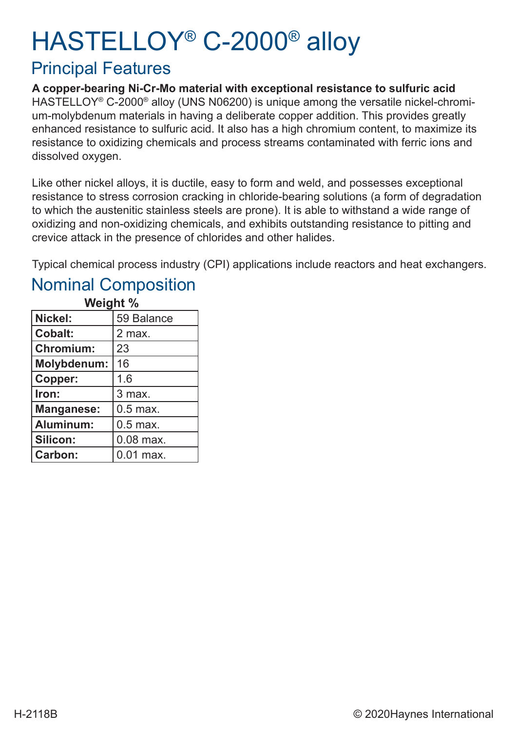# HASTELLOY® C-2000® alloy

## Principal Features

**A copper-bearing Ni-Cr-Mo material with exceptional resistance to sulfuric acid**

HASTELLOY® C-2000® alloy (UNS N06200) is unique among the versatile nickel-chromium-molybdenum materials in having a deliberate copper addition. This provides greatly enhanced resistance to sulfuric acid. It also has a high chromium content, to maximize its resistance to oxidizing chemicals and process streams contaminated with ferric ions and dissolved oxygen.

Like other nickel alloys, it is ductile, easy to form and weld, and possesses exceptional resistance to stress corrosion cracking in chloride-bearing solutions (a form of degradation to which the austenitic stainless steels are prone). It is able to withstand a wide range of oxidizing and non-oxidizing chemicals, and exhibits outstanding resistance to pitting and crevice attack in the presence of chlorides and other halides.

Typical chemical process industry (CPI) applications include reactors and heat exchangers.

## Nominal Composition

| | Weight % |
|---|---|
| **Nickel:** | 59 Balance |
| **Cobalt:** | 2 max. |
| **Chromium:** | 23 |
| **Molybdenum:** | 16 |
| **Copper:** | 1.6 |
| **Iron:** | 3 max. |
| **Manganese:** | 0.5 max. |
| **Aluminum:** | 0.5 max. |
| **Silicon:** | 0.08 max. |
| **Carbon:** | 0.01 max. |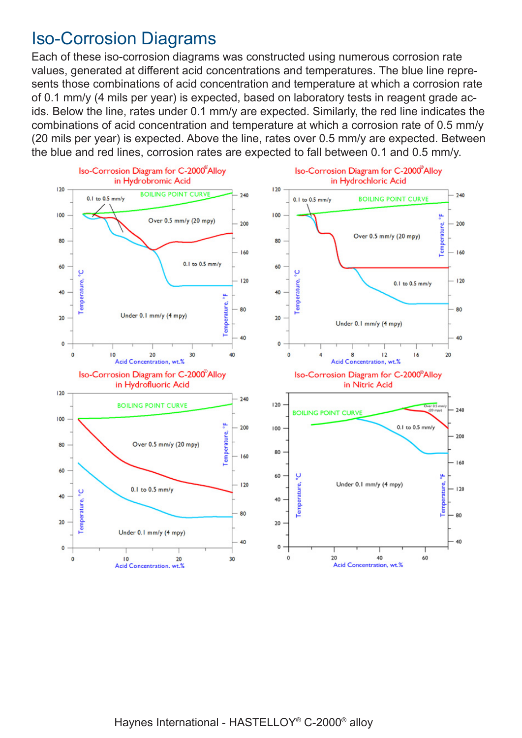# Iso-Corrosion Diagrams

Each of these iso-corrosion diagrams was constructed using numerous corrosion rate values, generated at different acid concentrations and temperatures. The blue line represents those combinations of acid concentration and temperature at which a corrosion rate of 0.1 mm/y (4 mils per year) is expected, based on laboratory tests in reagent grade acids. Below the line, rates under 0.1 mm/y are expected. Similarly, the red line indicates the combinations of acid concentration and temperature at which a corrosion rate of 0.5 mm/y (20 mils per year) is expected. Above the line, rates over 0.5 mm/y are expected. Between the blue and red lines, corrosion rates are expected to fall between 0.1 and 0.5 mm/y.

Iso-Corrosion Diagram for C-2000® Alloy in Hydrobromic Acid

Iso-Corrosion Diagram for C-2000® Alloy in Hydrochloric Acid

Iso-Corrosion Diagram for C-2000® Alloy in Hydrofluoric Acid

Iso-Corrosion Diagram for C-2000® Alloy in Nitric Acid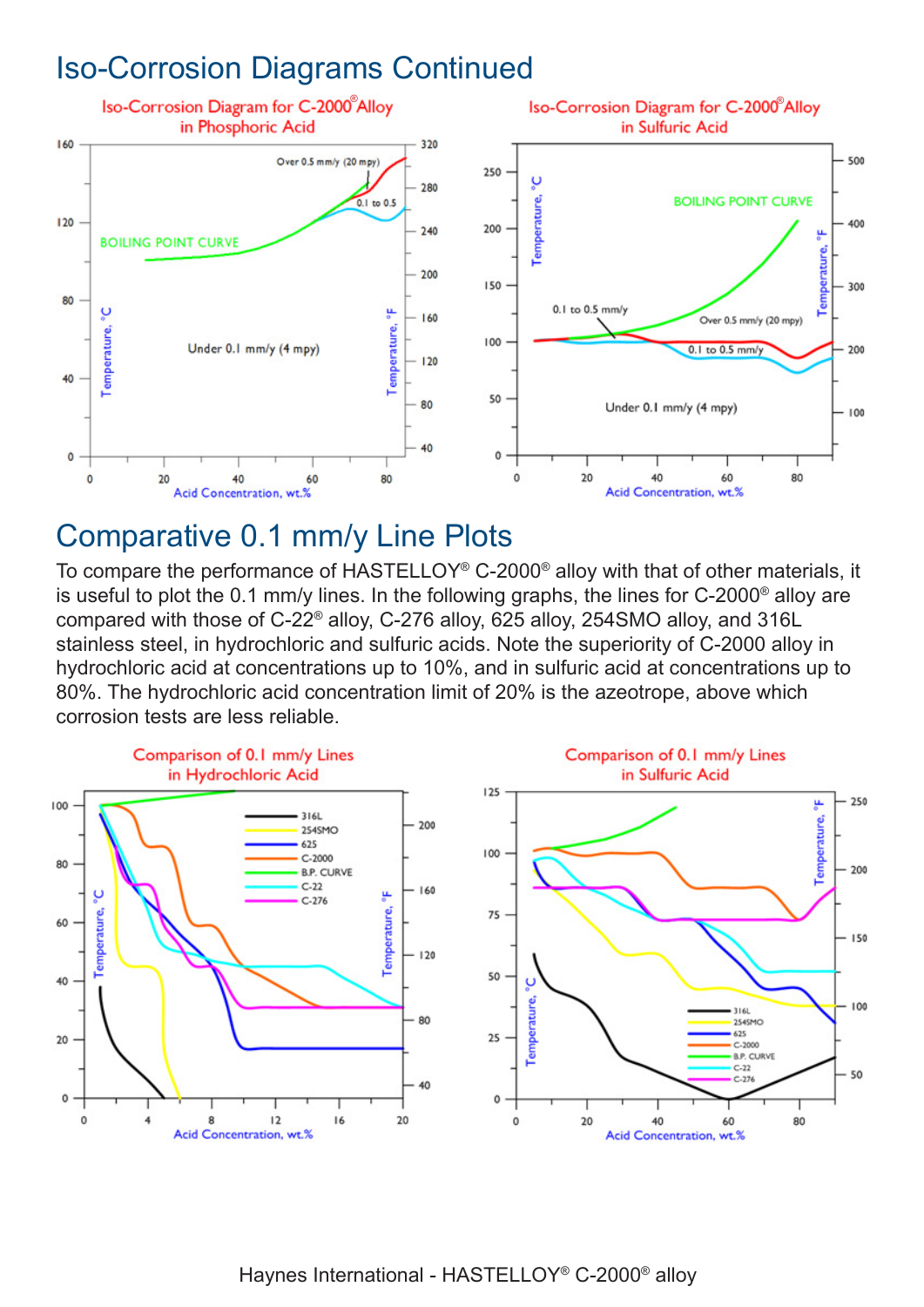## Iso-Corrosion Diagrams Continued

## Comparative 0.1 mm/y Line Plots

To compare the performance of HASTELLOY® C-2000® alloy with that of other materials, it is useful to plot the 0.1 mm/y lines. In the following graphs, the lines for C-2000® alloy are compared with those of C-22® alloy, C-276 alloy, 625 alloy, 254SMO alloy, and 316L stainless steel, in hydrochloric and sulfuric acids. Note the superiority of C-2000 alloy in hydrochloric acid at concentrations up to 10%, and in sulfuric acid at concentrations up to 80%. The hydrochloric acid concentration limit of 20% is the azeotrope, above which corrosion tests are less reliable.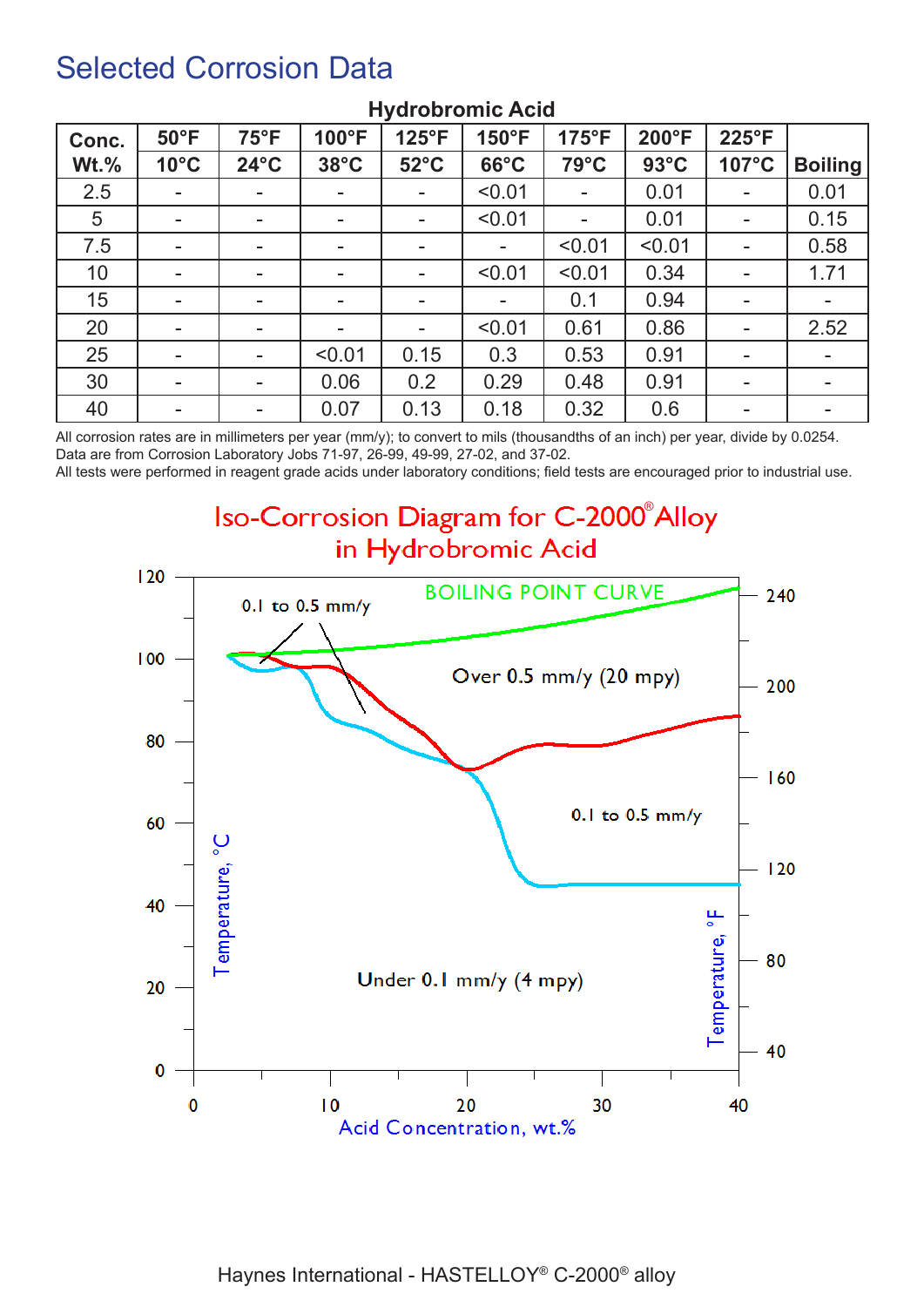# Selected Corrosion Data

**Hydrobromic Acid**

| Conc. Wt.% | 50°F 10°C | 75°F 24°C | 100°F 38°C | 125°F 52°C | 150°F 66°C | 175°F 79°C | 200°F 93°C | 225°F 107°C | Boiling |
|---|---|---|---|---|---|---|---|---|---|
| 2.5 | - | - | - | - | <0.01 | - | 0.01 | - | 0.01 |
| 5 | - | - | - | - | <0.01 | - | 0.01 | - | 0.15 |
| 7.5 | - | - | - | - | - | <0.01 | <0.01 | - | 0.58 |
| 10 | - | - | - | - | <0.01 | <0.01 | 0.34 | - | 1.71 |
| 15 | - | - | - | - | - | 0.1 | 0.94 | - | - |
| 20 | - | - | - | - | <0.01 | 0.61 | 0.86 | - | 2.52 |
| 25 | - | - | <0.01 | 0.15 | 0.3 | 0.53 | 0.91 | - | - |
| 30 | - | - | 0.06 | 0.2 | 0.29 | 0.48 | 0.91 | - | - |
| 40 | - | - | 0.07 | 0.13 | 0.18 | 0.32 | 0.6 | - | - |

All corrosion rates are in millimeters per year (mm/y); to convert to mils (thousandths of an inch) per year, divide by 0.0254.
Data are from Corrosion Laboratory Jobs 71-97, 26-99, 49-99, 27-02, and 37-02.
All tests were performed in reagent grade acids under laboratory conditions; field tests are encouraged prior to industrial use.

## Iso-Corrosion Diagram for C-2000® Alloy in Hydrobromic Acid

BOILING POINT CURVE

0.1 to 0.5 mm/y

Over 0.5 mm/y (20 mpy)

0.1 to 0.5 mm/y

Under 0.1 mm/y (4 mpy)

Temperature, °C

Temperature, °F

Acid Concentration, wt.%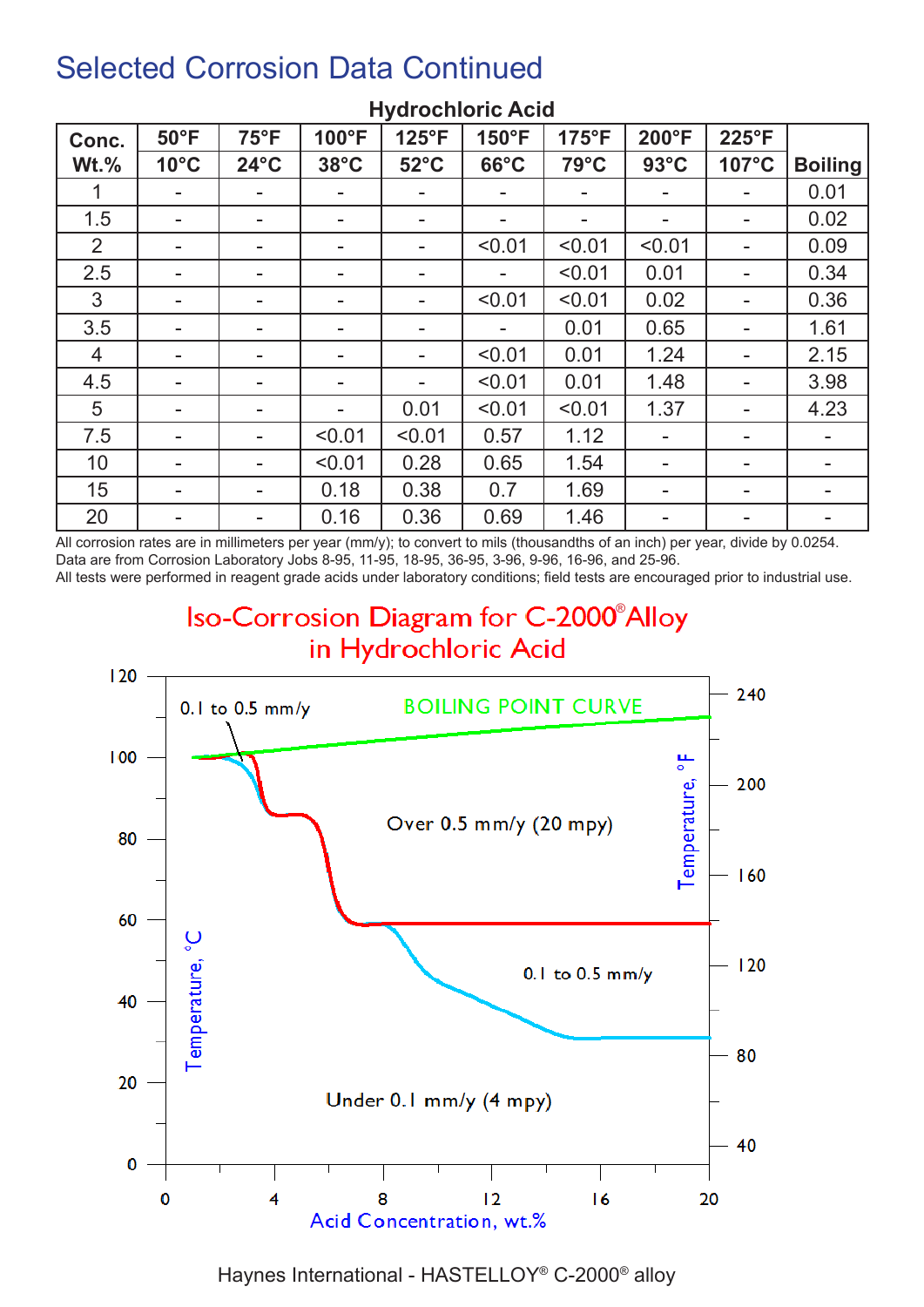# Selected Corrosion Data Continued

**Hydrochloric Acid**

| Conc. Wt.% | 50°F 10°C | 75°F 24°C | 100°F 38°C | 125°F 52°C | 150°F 66°C | 175°F 79°C | 200°F 93°C | 225°F 107°C | Boiling |
|---|---|---|---|---|---|---|---|---|---|
| 1 | - | - | - | - | - | - | - | - | 0.01 |
| 1.5 | - | - | - | - | - | - | - | - | 0.02 |
| 2 | - | - | - | - | <0.01 | <0.01 | <0.01 | - | 0.09 |
| 2.5 | - | - | - | - | - | <0.01 | 0.01 | - | 0.34 |
| 3 | - | - | - | - | <0.01 | <0.01 | 0.02 | - | 0.36 |
| 3.5 | - | - | - | - | - | 0.01 | 0.65 | - | 1.61 |
| 4 | - | - | - | - | <0.01 | 0.01 | 1.24 | - | 2.15 |
| 4.5 | - | - | - | - | <0.01 | 0.01 | 1.48 | - | 3.98 |
| 5 | - | - | - | 0.01 | <0.01 | <0.01 | 1.37 | - | 4.23 |
| 7.5 | - | - | <0.01 | <0.01 | 0.57 | 1.12 | - | - | - |
| 10 | - | - | <0.01 | 0.28 | 0.65 | 1.54 | - | - | - |
| 15 | - | - | 0.18 | 0.38 | 0.7 | 1.69 | - | - | - |
| 20 | - | - | 0.16 | 0.36 | 0.69 | 1.46 | - | - | - |

All corrosion rates are in millimeters per year (mm/y); to convert to mils (thousandths of an inch) per year, divide by 0.0254.
Data are from Corrosion Laboratory Jobs 8-95, 11-95, 18-95, 36-95, 3-96, 9-96, 16-96, and 25-96.
All tests were performed in reagent grade acids under laboratory conditions; field tests are encouraged prior to industrial use.

## Iso-Corrosion Diagram for C-2000® Alloy in Hydrochloric Acid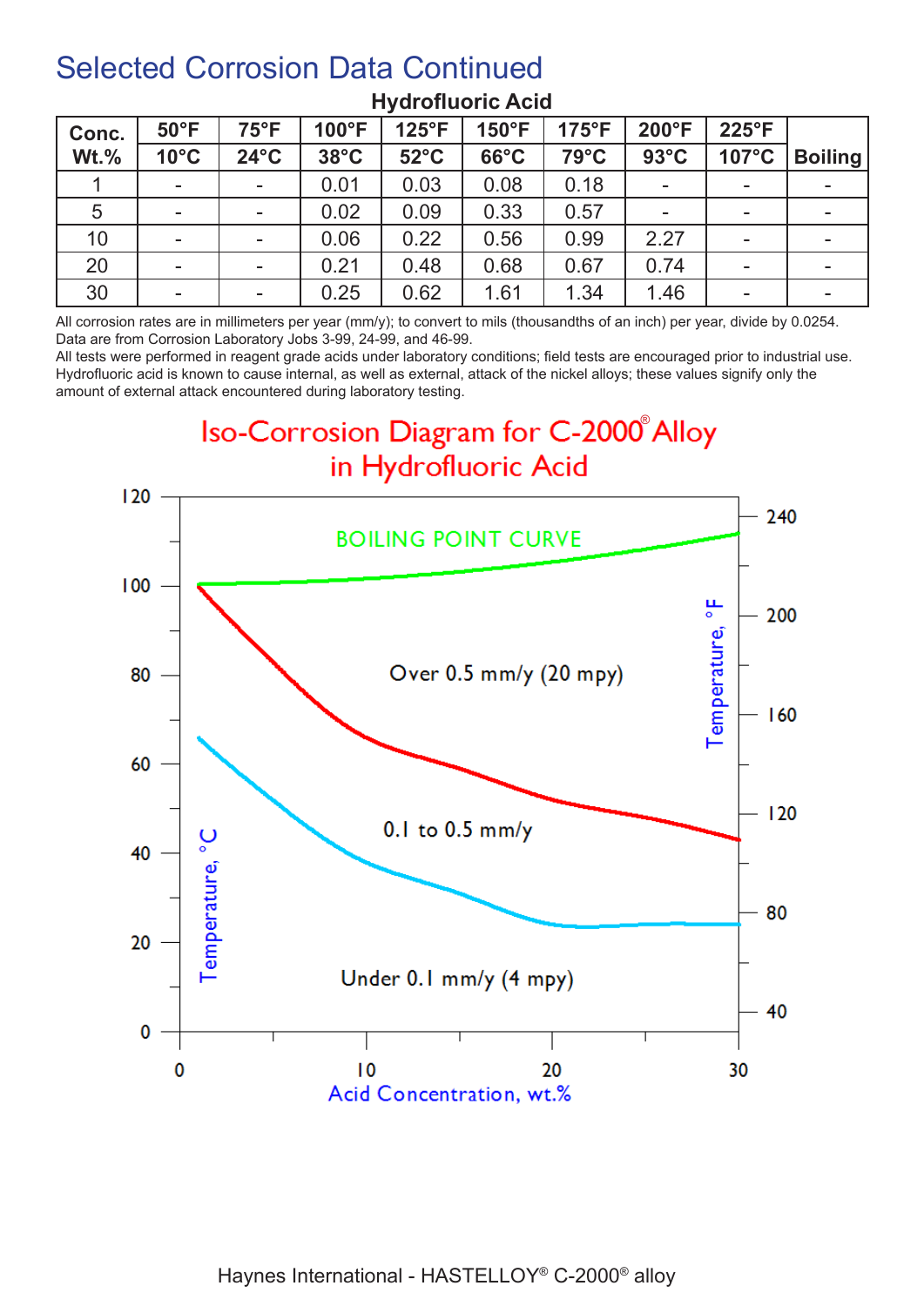# Selected Corrosion Data Continued

## Hydrofluoric Acid

| Conc. Wt.% | 50°F 10°C | 75°F 24°C | 100°F 38°C | 125°F 52°C | 150°F 66°C | 175°F 79°C | 200°F 93°C | 225°F 107°C | Boiling |
|---|---|---|---|---|---|---|---|---|---|
| 1 | - | - | 0.01 | 0.03 | 0.08 | 0.18 | - | - | - |
| 5 | - | - | 0.02 | 0.09 | 0.33 | 0.57 | - | - | - |
| 10 | - | - | 0.06 | 0.22 | 0.56 | 0.99 | 2.27 | - | - |
| 20 | - | - | 0.21 | 0.48 | 0.68 | 0.67 | 0.74 | - | - |
| 30 | - | - | 0.25 | 0.62 | 1.61 | 1.34 | 1.46 | - | - |

All corrosion rates are in millimeters per year (mm/y); to convert to mils (thousandths of an inch) per year, divide by 0.0254.
Data are from Corrosion Laboratory Jobs 3-99, 24-99, and 46-99.
All tests were performed in reagent grade acids under laboratory conditions; field tests are encouraged prior to industrial use.
Hydrofluoric acid is known to cause internal, as well as external, attack of the nickel alloys; these values signify only the amount of external attack encountered during laboratory testing.

## Iso-Corrosion Diagram for C-2000® Alloy in Hydrofluoric Acid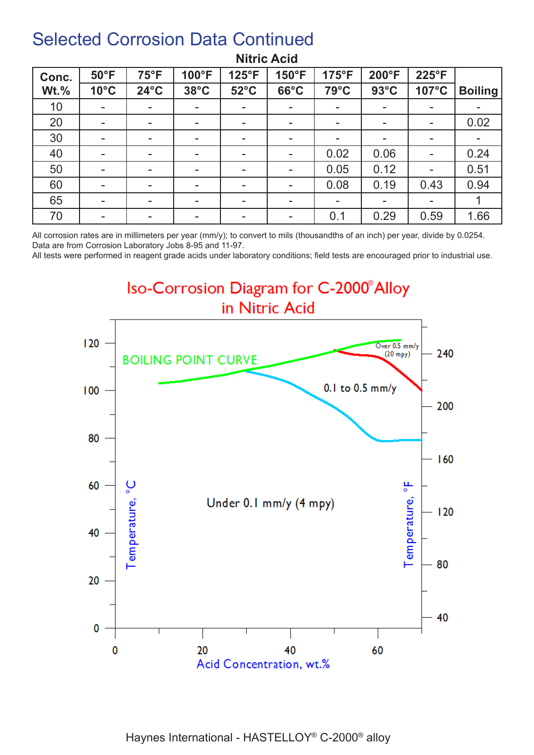# Selected Corrosion Data Continued

**Nitric Acid**

| Conc. Wt.% | 50°F 10°C | 75°F 24°C | 100°F 38°C | 125°F 52°C | 150°F 66°C | 175°F 79°C | 200°F 93°C | 225°F 107°C | Boiling |
|---|---|---|---|---|---|---|---|---|---|
| 10 | - | - | - | - | - | - | - | - | - |
| 20 | - | - | - | - | - | - | - | - | 0.02 |
| 30 | - | - | - | - | - | - | - | - | - |
| 40 | - | - | - | - | - | 0.02 | 0.06 | - | 0.24 |
| 50 | - | - | - | - | - | 0.05 | 0.12 | - | 0.51 |
| 60 | - | - | - | - | - | 0.08 | 0.19 | 0.43 | 0.94 |
| 65 | - | - | - | - | - | - | - | - | 1 |
| 70 | - | - | - | - | - | 0.1 | 0.29 | 0.59 | 1.66 |

All corrosion rates are in millimeters per year (mm/y); to convert to mils (thousandths of an inch) per year, divide by 0.0254.
Data are from Corrosion Laboratory Jobs 8-95 and 11-97.
All tests were performed in reagent grade acids under laboratory conditions; field tests are encouraged prior to industrial use.

## Iso-Corrosion Diagram for C-2000® Alloy in Nitric Acid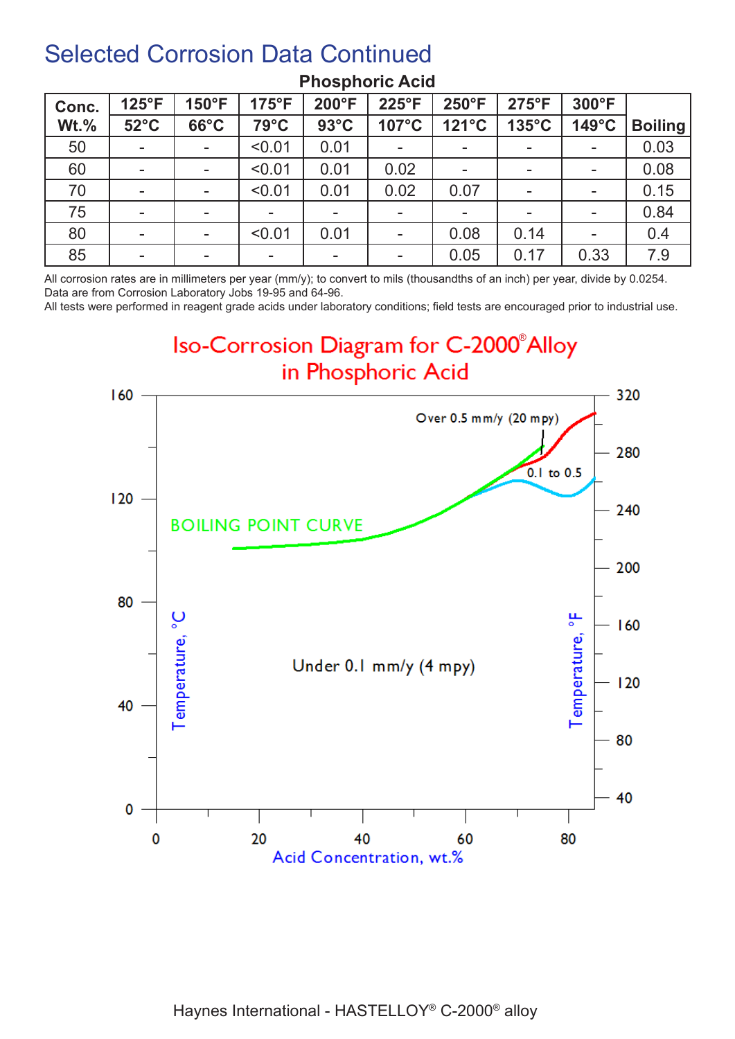# Selected Corrosion Data Continued

**Phosphoric Acid**

| Conc. Wt.% | 125°F 52°C | 150°F 66°C | 175°F 79°C | 200°F 93°C | 225°F 107°C | 250°F 121°C | 275°F 135°C | 300°F 149°C | Boiling |
|---|---|---|---|---|---|---|---|---|---|
| 50 | - | - | <0.01 | 0.01 | - | - | - | - | 0.03 |
| 60 | - | - | <0.01 | 0.01 | 0.02 | - | - | - | 0.08 |
| 70 | - | - | <0.01 | 0.01 | 0.02 | 0.07 | - | - | 0.15 |
| 75 | - | - | - | - | - | - | - | - | 0.84 |
| 80 | - | - | <0.01 | 0.01 | - | 0.08 | 0.14 | - | 0.4 |
| 85 | - | - | - | - | - | 0.05 | 0.17 | 0.33 | 7.9 |

All corrosion rates are in millimeters per year (mm/y); to convert to mils (thousandths of an inch) per year, divide by 0.0254.
Data are from Corrosion Laboratory Jobs 19-95 and 64-96.
All tests were performed in reagent grade acids under laboratory conditions; field tests are encouraged prior to industrial use.

## Iso-Corrosion Diagram for C-2000® Alloy in Phosphoric Acid

Over 0.5 mm/y (20 mpy)

0.1 to 0.5

BOILING POINT CURVE

Under 0.1 mm/y (4 mpy)

Temperature, °C | Temperature, °F | Acid Concentration, wt.%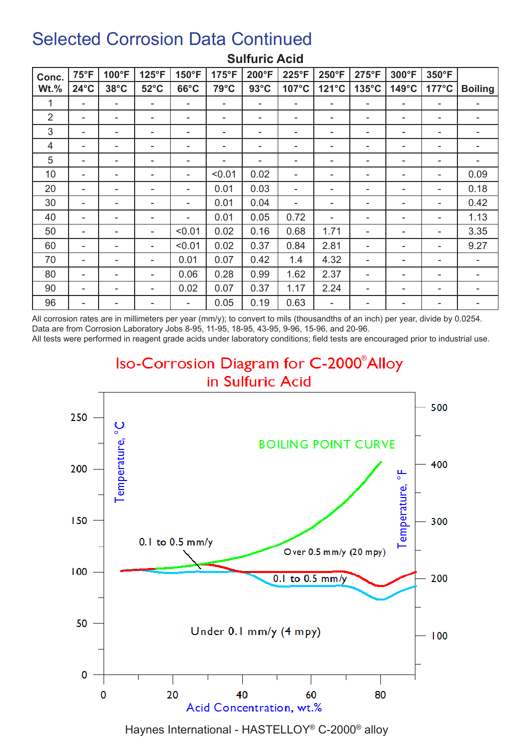# Selected Corrosion Data Continued

**Sulfuric Acid**

| Conc. Wt.% | 75°F 24°C | 100°F 38°C | 125°F 52°C | 150°F 66°C | 175°F 79°C | 200°F 93°C | 225°F 107°C | 250°F 121°C | 275°F 135°C | 300°F 149°C | 350°F 177°C | Boiling |
|---|---|---|---|---|---|---|---|---|---|---|---|---|
| 1 | - | - | - | - | - | - | - | - | - | - | - | - |
| 2 | - | - | - | - | - | - | - | - | - | - | - | - |
| 3 | - | - | - | - | - | - | - | - | - | - | - | - |
| 4 | - | - | - | - | - | - | - | - | - | - | - | - |
| 5 | - | - | - | - | - | - | - | - | - | - | - | - |
| 10 | - | - | - | - | <0.01 | 0.02 | - | - | - | - | - | 0.09 |
| 20 | - | - | - | - | 0.01 | 0.03 | - | - | - | - | - | 0.18 |
| 30 | - | - | - | - | 0.01 | 0.04 | - | - | - | - | - | 0.42 |
| 40 | - | - | - | - | 0.01 | 0.05 | 0.72 | - | - | - | - | 1.13 |
| 50 | - | - | - | <0.01 | 0.02 | 0.16 | 0.68 | 1.71 | - | - | - | 3.35 |
| 60 | - | - | - | <0.01 | 0.02 | 0.37 | 0.84 | 2.81 | - | - | - | 9.27 |
| 70 | - | - | - | 0.01 | 0.07 | 0.42 | 1.4 | 4.32 | - | - | - | - |
| 80 | - | - | - | 0.06 | 0.28 | 0.99 | 1.62 | 2.37 | - | - | - | - |
| 90 | - | - | - | 0.02 | 0.07 | 0.37 | 1.17 | 2.24 | - | - | - | - |
| 96 | - | - | - | - | 0.05 | 0.19 | 0.63 | - | - | - | - | - |

All corrosion rates are in millimeters per year (mm/y); to convert to mils (thousandths of an inch) per year, divide by 0.0254.
Data are from Corrosion Laboratory Jobs 8-95, 11-95, 18-95, 43-95, 9-96, 15-96, and 20-96.
All tests were performed in reagent grade acids under laboratory conditions; field tests are encouraged prior to industrial use.

## Iso-Corrosion Diagram for C-2000® Alloy in Sulfuric Acid

BOILING POINT CURVE

0.1 to 0.5 mm/y

Over 0.5 mm/y (20 mpy)

0.1 to 0.5 mm/y

Under 0.1 mm/y (4 mpy)

Temperature, °C (0, 50, 100, 150, 200, 250)

Temperature, °F (100, 200, 300, 400, 500)

Acid Concentration, wt.% (0, 20, 40, 60, 80)

Haynes International - HASTELLOY® C-2000® alloy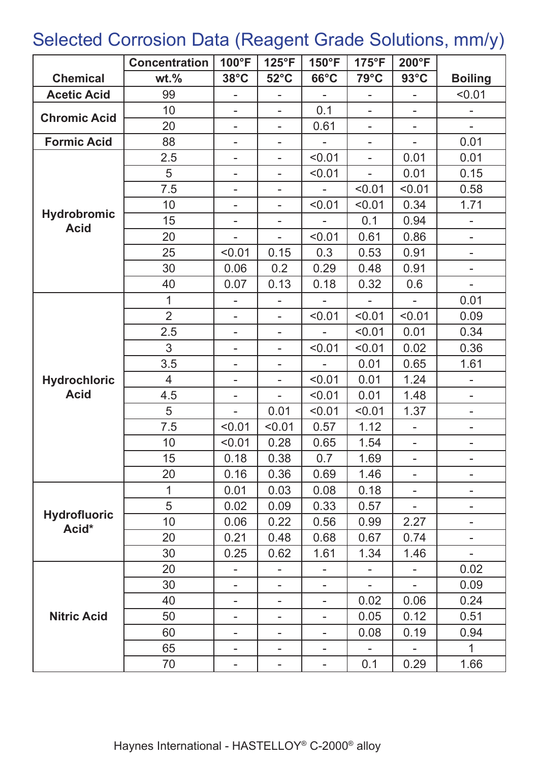# Selected Corrosion Data (Reagent Grade Solutions, mm/y)

| Chemical | Concentration wt.% | 100°F 38°C | 125°F 52°C | 150°F 66°C | 175°F 79°C | 200°F 93°C | Boiling |
|---|---|---|---|---|---|---|---|
| Acetic Acid | 99 | - | - | - | - | - | <0.01 |
| Chromic Acid | 10 | - | - | 0.1 | - | - | - |
| | 20 | - | - | 0.61 | - | - | - |
| Formic Acid | 88 | - | - | - | - | - | 0.01 |
| Hydrobromic Acid | 2.5 | - | - | <0.01 | - | 0.01 | 0.01 |
| | 5 | - | - | <0.01 | - | 0.01 | 0.15 |
| | 7.5 | - | - | - | <0.01 | <0.01 | 0.58 |
| | 10 | - | - | <0.01 | <0.01 | 0.34 | 1.71 |
| | 15 | - | - | - | 0.1 | 0.94 | - |
| | 20 | - | - | <0.01 | 0.61 | 0.86 | - |
| | 25 | <0.01 | 0.15 | 0.3 | 0.53 | 0.91 | - |
| | 30 | 0.06 | 0.2 | 0.29 | 0.48 | 0.91 | - |
| | 40 | 0.07 | 0.13 | 0.18 | 0.32 | 0.6 | - |
| Hydrochloric Acid | 1 | - | - | - | - | - | 0.01 |
| | 2 | - | - | <0.01 | <0.01 | <0.01 | 0.09 |
| | 2.5 | - | - | - | <0.01 | 0.01 | 0.34 |
| | 3 | - | - | <0.01 | <0.01 | 0.02 | 0.36 |
| | 3.5 | - | - | - | 0.01 | 0.65 | 1.61 |
| | 4 | - | - | <0.01 | 0.01 | 1.24 | - |
| | 4.5 | - | - | <0.01 | 0.01 | 1.48 | - |
| | 5 | - | 0.01 | <0.01 | <0.01 | 1.37 | - |
| | 7.5 | <0.01 | <0.01 | 0.57 | 1.12 | - | - |
| | 10 | <0.01 | 0.28 | 0.65 | 1.54 | - | - |
| | 15 | 0.18 | 0.38 | 0.7 | 1.69 | - | - |
| | 20 | 0.16 | 0.36 | 0.69 | 1.46 | - | - |
| Hydrofluoric Acid* | 1 | 0.01 | 0.03 | 0.08 | 0.18 | - | - |
| | 5 | 0.02 | 0.09 | 0.33 | 0.57 | - | - |
| | 10 | 0.06 | 0.22 | 0.56 | 0.99 | 2.27 | - |
| | 20 | 0.21 | 0.48 | 0.68 | 0.67 | 0.74 | - |
| | 30 | 0.25 | 0.62 | 1.61 | 1.34 | 1.46 | - |
| Nitric Acid | 20 | - | - | - | - | - | 0.02 |
| | 30 | - | - | - | - | - | 0.09 |
| | 40 | - | - | - | 0.02 | 0.06 | 0.24 |
| | 50 | - | - | - | 0.05 | 0.12 | 0.51 |
| | 60 | - | - | - | 0.08 | 0.19 | 0.94 |
| | 65 | - | - | - | - | - | 1 |
| | 70 | - | - | - | 0.1 | 0.29 | 1.66 |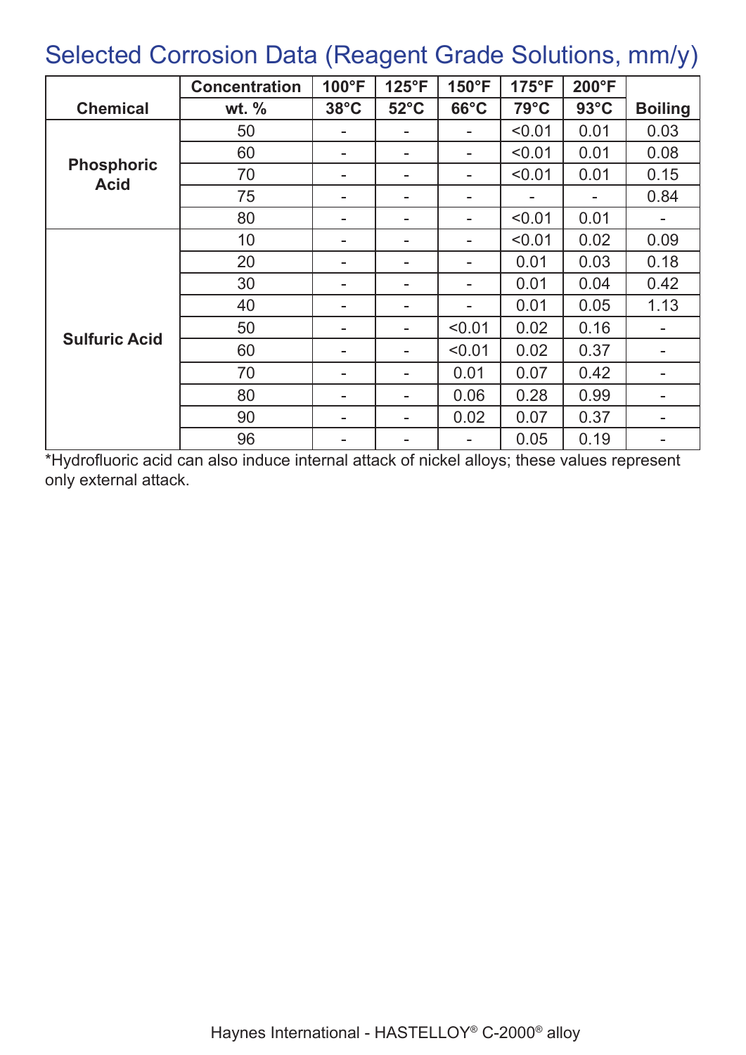## Selected Corrosion Data (Reagent Grade Solutions, mm/y)

| Chemical | Concentration wt. % | 100°F 38°C | 125°F 52°C | 150°F 66°C | 175°F 79°C | 200°F 93°C | Boiling |
|---|---|---|---|---|---|---|---|
| Phosphoric Acid | 50 | - | - | - | <0.01 | 0.01 | 0.03 |
| | 60 | - | - | - | <0.01 | 0.01 | 0.08 |
| | 70 | - | - | - | <0.01 | 0.01 | 0.15 |
| | 75 | - | - | - | - | - | 0.84 |
| | 80 | - | - | - | <0.01 | 0.01 | - |
| Sulfuric Acid | 10 | - | - | - | <0.01 | 0.02 | 0.09 |
| | 20 | - | - | - | 0.01 | 0.03 | 0.18 |
| | 30 | - | - | - | 0.01 | 0.04 | 0.42 |
| | 40 | - | - | - | 0.01 | 0.05 | 1.13 |
| | 50 | - | - | <0.01 | 0.02 | 0.16 | - |
| | 60 | - | - | <0.01 | 0.02 | 0.37 | - |
| | 70 | - | - | 0.01 | 0.07 | 0.42 | - |
| | 80 | - | - | 0.06 | 0.28 | 0.99 | - |
| | 90 | - | - | 0.02 | 0.07 | 0.37 | - |
| | 96 | - | - | - | 0.05 | 0.19 | - |

*Hydrofluoric acid can also induce internal attack of nickel alloys; these values represent only external attack.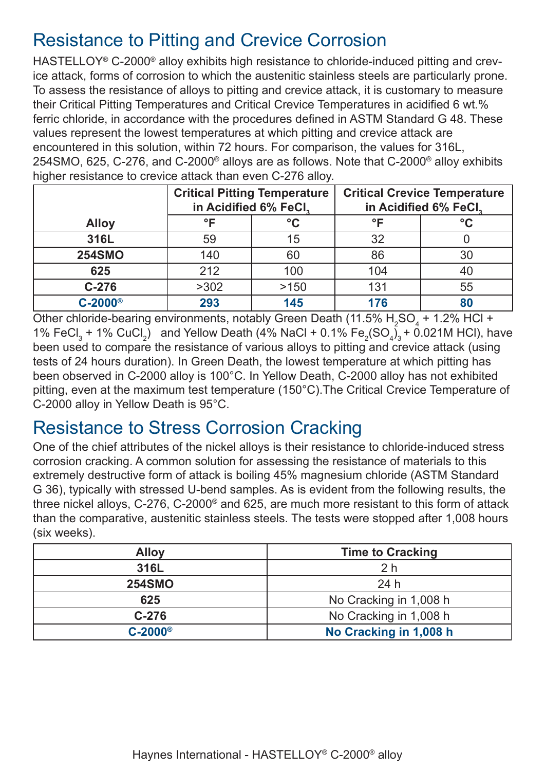## Resistance to Pitting and Crevice Corrosion

HASTELLOY® C-2000® alloy exhibits high resistance to chloride-induced pitting and crevice attack, forms of corrosion to which the austenitic stainless steels are particularly prone. To assess the resistance of alloys to pitting and crevice attack, it is customary to measure their Critical Pitting Temperatures and Critical Crevice Temperatures in acidified 6 wt.% ferric chloride, in accordance with the procedures defined in ASTM Standard G 48. These values represent the lowest temperatures at which pitting and crevice attack are encountered in this solution, within 72 hours. For comparison, the values for 316L, 254SMO, 625, C-276, and C-2000® alloys are as follows. Note that C-2000® alloy exhibits higher resistance to crevice attack than even C-276 alloy.

| Alloy | Critical Pitting Temperature in Acidified 6% $FeCl_3$ | | Critical Crevice Temperature in Acidified 6% $FeCl_3$ | |
|---|---|---|---|---|
| | °F | °C | °F | °C |
| **316L** | 59 | 15 | 32 | 0 |
| **254SMO** | 140 | 60 | 86 | 30 |
| **625** | 212 | 100 | 104 | 40 |
| **C-276** | >302 | >150 | 131 | 55 |
| **C-2000®** | **293** | **145** | **176** | **80** |

Other chloride-bearing environments, notably Green Death (11.5% $H_2SO_4$ + 1.2% HCl + 1% $FeCl_3$ + 1% $CuCl_2$) and Yellow Death (4% NaCl + 0.1% $Fe_2(SO_4)_3$ + 0.021M HCl), have been used to compare the resistance of various alloys to pitting and crevice attack (using tests of 24 hours duration). In Green Death, the lowest temperature at which pitting has been observed in C-2000 alloy is 100°C. In Yellow Death, C-2000 alloy has not exhibited pitting, even at the maximum test temperature (150°C).The Critical Crevice Temperature of C-2000 alloy in Yellow Death is 95°C.

## Resistance to Stress Corrosion Cracking

One of the chief attributes of the nickel alloys is their resistance to chloride-induced stress corrosion cracking. A common solution for assessing the resistance of materials to this extremely destructive form of attack is boiling 45% magnesium chloride (ASTM Standard G 36), typically with stressed U-bend samples. As is evident from the following results, the three nickel alloys, C-276, C-2000® and 625, are much more resistant to this form of attack than the comparative, austenitic stainless steels. The tests were stopped after 1,008 hours (six weeks).

| Alloy | Time to Cracking |
|---|---|
| **316L** | 2 h |
| **254SMO** | 24 h |
| **625** | No Cracking in 1,008 h |
| **C-276** | No Cracking in 1,008 h |
| **C-2000®** | **No Cracking in 1,008 h** |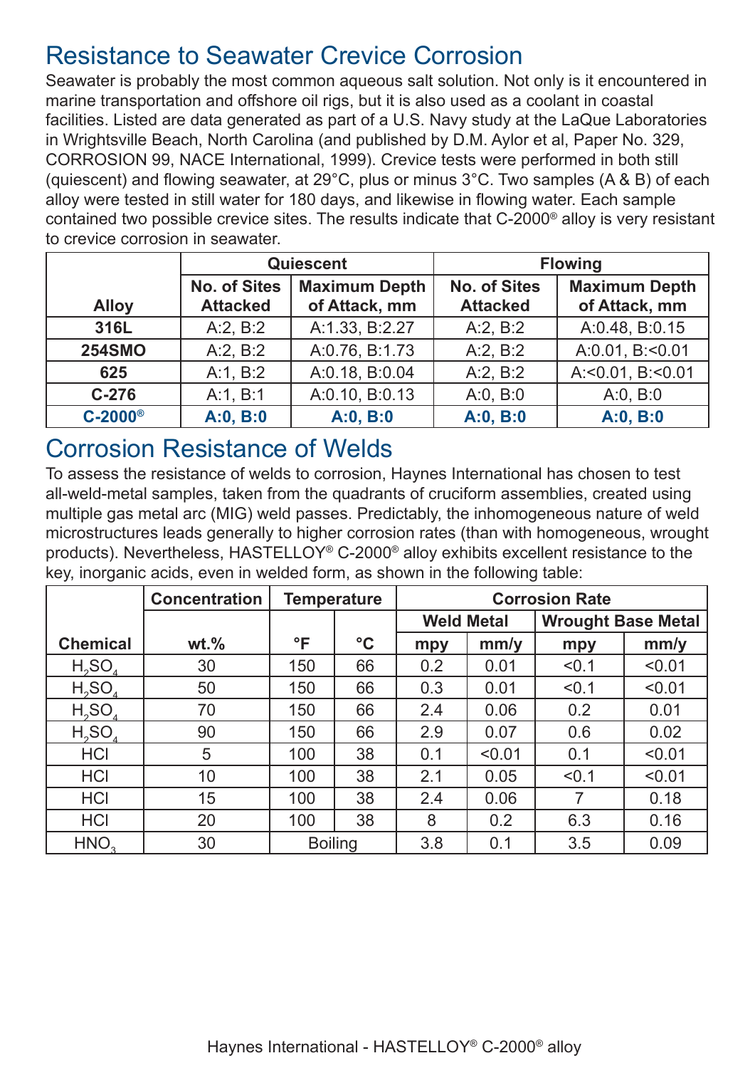## Resistance to Seawater Crevice Corrosion

Seawater is probably the most common aqueous salt solution. Not only is it encountered in marine transportation and offshore oil rigs, but it is also used as a coolant in coastal facilities. Listed are data generated as part of a U.S. Navy study at the LaQue Laboratories in Wrightsville Beach, North Carolina (and published by D.M. Aylor et al, Paper No. 329, CORROSION 99, NACE International, 1999). Crevice tests were performed in both still (quiescent) and flowing seawater, at 29°C, plus or minus 3°C. Two samples (A & B) of each alloy were tested in still water for 180 days, and likewise in flowing water. Each sample contained two possible crevice sites. The results indicate that C-2000® alloy is very resistant to crevice corrosion in seawater.

| | Quiescent | | Flowing | |
|---|---|---|---|---|
| **Alloy** | **No. of Sites Attacked** | **Maximum Depth of Attack, mm** | **No. of Sites Attacked** | **Maximum Depth of Attack, mm** |
| **316L** | A:2, B:2 | A:1.33, B:2.27 | A:2, B:2 | A:0.48, B:0.15 |
| **254SMO** | A:2, B:2 | A:0.76, B:1.73 | A:2, B:2 | A:0.01, B:<0.01 |
| **625** | A:1, B:2 | A:0.18, B:0.04 | A:2, B:2 | A:<0.01, B:<0.01 |
| **C-276** | A:1, B:1 | A:0.10, B:0.13 | A:0, B:0 | A:0, B:0 |
| **C-2000®** | **A:0, B:0** | **A:0, B:0** | **A:0, B:0** | **A:0, B:0** |

## Corrosion Resistance of Welds

To assess the resistance of welds to corrosion, Haynes International has chosen to test all-weld-metal samples, taken from the quadrants of cruciform assemblies, created using multiple gas metal arc (MIG) weld passes. Predictably, the inhomogeneous nature of weld microstructures leads generally to higher corrosion rates (than with homogeneous, wrought products). Nevertheless, HASTELLOY® C-2000® alloy exhibits excellent resistance to the key, inorganic acids, even in welded form, as shown in the following table:

| | Concentration | Temperature | | Corrosion Rate | | | |
|---|---|---|---|---|---|---|---|
| | | | | Weld Metal | | Wrought Base Metal | |
| **Chemical** | **wt.%** | **°F** | **°C** | **mpy** | **mm/y** | **mpy** | **mm/y** |
| $H_2SO_4$ | 30 | 150 | 66 | 0.2 | 0.01 | <0.1 | <0.01 |
| $H_2SO_4$ | 50 | 150 | 66 | 0.3 | 0.01 | <0.1 | <0.01 |
| $H_2SO_4$ | 70 | 150 | 66 | 2.4 | 0.06 | 0.2 | 0.01 |
| $H_2SO_4$ | 90 | 150 | 66 | 2.9 | 0.07 | 0.6 | 0.02 |
| HCl | 5 | 100 | 38 | 0.1 | <0.01 | 0.1 | <0.01 |
| HCl | 10 | 100 | 38 | 2.1 | 0.05 | <0.1 | <0.01 |
| HCl | 15 | 100 | 38 | 2.4 | 0.06 | 7 | 0.18 |
| HCl | 20 | 100 | 38 | 8 | 0.2 | 6.3 | 0.16 |
| $HNO_3$ | 30 | Boiling | | 3.8 | 0.1 | 3.5 | 0.09 |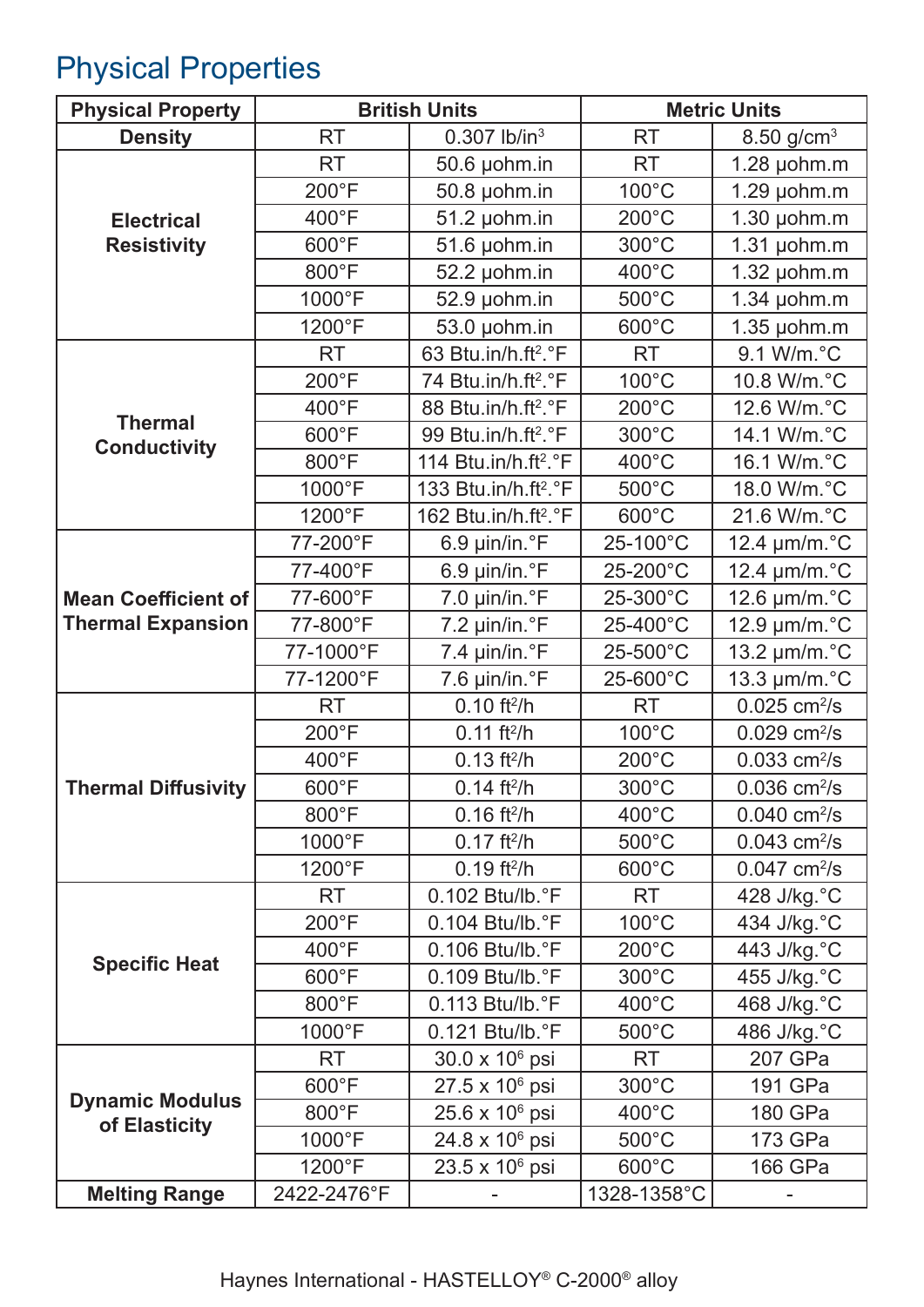# Physical Properties

| Physical Property | British Units | | Metric Units | |
|---|---|---|---|---|
| **Density** | RT | 0.307 lb/in$^3$ | RT | 8.50 g/cm$^3$ |
| **Electrical Resistivity** | RT | 50.6 µohm.in | RT | 1.28 µohm.m |
| | 200°F | 50.8 µohm.in | 100°C | 1.29 µohm.m |
| | 400°F | 51.2 µohm.in | 200°C | 1.30 µohm.m |
| | 600°F | 51.6 µohm.in | 300°C | 1.31 µohm.m |
| | 800°F | 52.2 µohm.in | 400°C | 1.32 µohm.m |
| | 1000°F | 52.9 µohm.in | 500°C | 1.34 µohm.m |
| | 1200°F | 53.0 µohm.in | 600°C | 1.35 µohm.m |
| **Thermal Conductivity** | RT | 63 Btu.in/h.ft$^2$.°F | RT | 9.1 W/m.°C |
| | 200°F | 74 Btu.in/h.ft$^2$.°F | 100°C | 10.8 W/m.°C |
| | 400°F | 88 Btu.in/h.ft$^2$.°F | 200°C | 12.6 W/m.°C |
| | 600°F | 99 Btu.in/h.ft$^2$.°F | 300°C | 14.1 W/m.°C |
| | 800°F | 114 Btu.in/h.ft$^2$.°F | 400°C | 16.1 W/m.°C |
| | 1000°F | 133 Btu.in/h.ft$^2$.°F | 500°C | 18.0 W/m.°C |
| | 1200°F | 162 Btu.in/h.ft$^2$.°F | 600°C | 21.6 W/m.°C |
| **Mean Coefficient of Thermal Expansion** | 77-200°F | 6.9 µin/in.°F | 25-100°C | 12.4 µm/m.°C |
| | 77-400°F | 6.9 µin/in.°F | 25-200°C | 12.4 µm/m.°C |
| | 77-600°F | 7.0 µin/in.°F | 25-300°C | 12.6 µm/m.°C |
| | 77-800°F | 7.2 µin/in.°F | 25-400°C | 12.9 µm/m.°C |
| | 77-1000°F | 7.4 µin/in.°F | 25-500°C | 13.2 µm/m.°C |
| | 77-1200°F | 7.6 µin/in.°F | 25-600°C | 13.3 µm/m.°C |
| **Thermal Diffusivity** | RT | 0.10 ft$^2$/h | RT | 0.025 cm$^2$/s |
| | 200°F | 0.11 ft$^2$/h | 100°C | 0.029 cm$^2$/s |
| | 400°F | 0.13 ft$^2$/h | 200°C | 0.033 cm$^2$/s |
| | 600°F | 0.14 ft$^2$/h | 300°C | 0.036 cm$^2$/s |
| | 800°F | 0.16 ft$^2$/h | 400°C | 0.040 cm$^2$/s |
| | 1000°F | 0.17 ft$^2$/h | 500°C | 0.043 cm$^2$/s |
| | 1200°F | 0.19 ft$^2$/h | 600°C | 0.047 cm$^2$/s |
| **Specific Heat** | RT | 0.102 Btu/lb.°F | RT | 428 J/kg.°C |
| | 200°F | 0.104 Btu/lb.°F | 100°C | 434 J/kg.°C |
| | 400°F | 0.106 Btu/lb.°F | 200°C | 443 J/kg.°C |
| | 600°F | 0.109 Btu/lb.°F | 300°C | 455 J/kg.°C |
| | 800°F | 0.113 Btu/lb.°F | 400°C | 468 J/kg.°C |
| | 1000°F | 0.121 Btu/lb.°F | 500°C | 486 J/kg.°C |
| **Dynamic Modulus of Elasticity** | RT | 30.0 x 10$^6$ psi | RT | 207 GPa |
| | 600°F | 27.5 x 10$^6$ psi | 300°C | 191 GPa |
| | 800°F | 25.6 x 10$^6$ psi | 400°C | 180 GPa |
| | 1000°F | 24.8 x 10$^6$ psi | 500°C | 173 GPa |
| | 1200°F | 23.5 x 10$^6$ psi | 600°C | 166 GPa |
| **Melting Range** | 2422-2476°F | - | 1328-1358°C | - |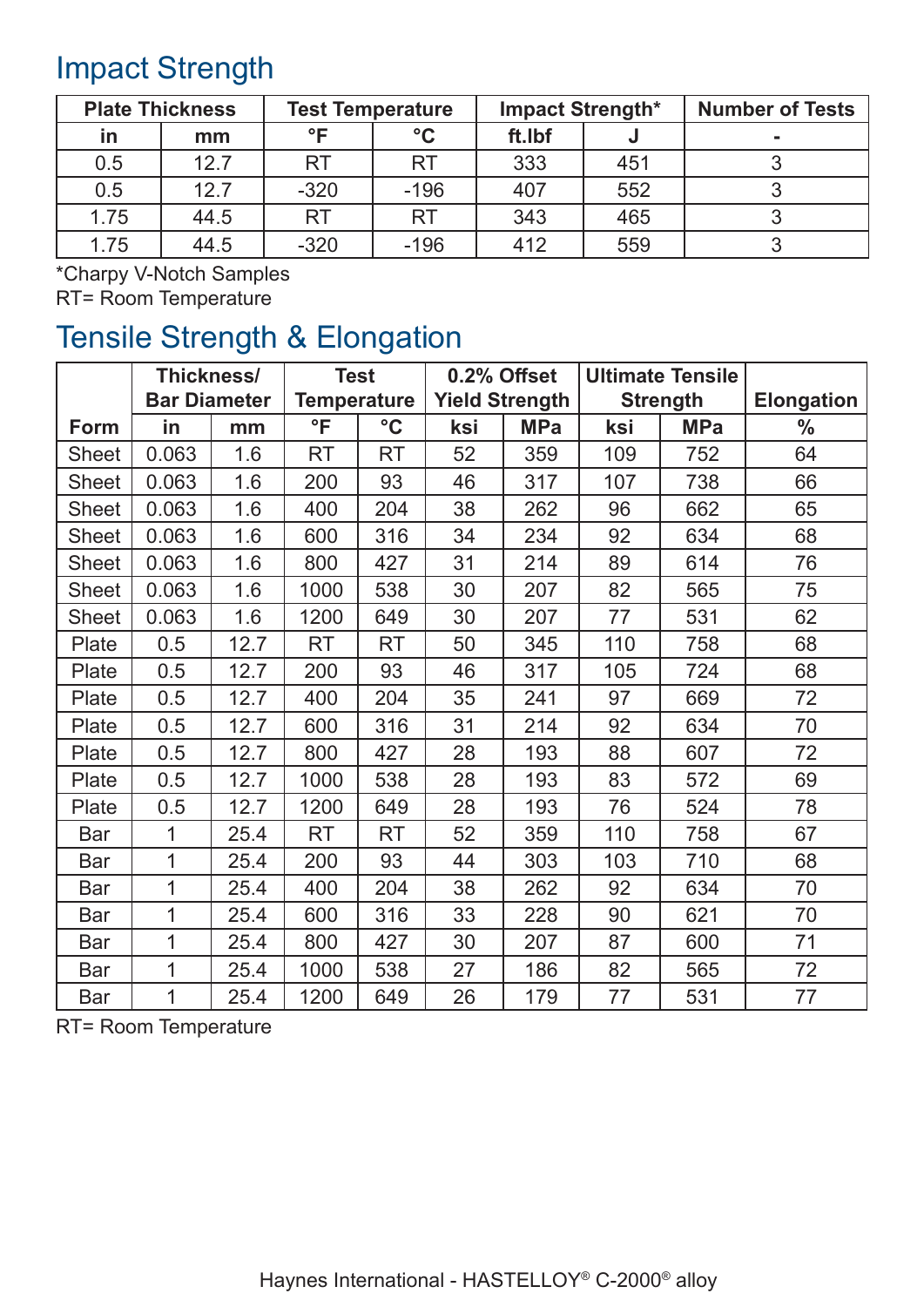## Impact Strength

| Plate Thickness | | Test Temperature | | Impact Strength* | | Number of Tests |
|---|---|---|---|---|---|---|
| in | mm | °F | °C | ft.lbf | J | - |
| 0.5 | 12.7 | RT | RT | 333 | 451 | 3 |
| 0.5 | 12.7 | -320 | -196 | 407 | 552 | 3 |
| 1.75 | 44.5 | RT | RT | 343 | 465 | 3 |
| 1.75 | 44.5 | -320 | -196 | 412 | 559 | 3 |

*Charpy V-Notch Samples
RT= Room Temperature

## Tensile Strength & Elongation

| | Thickness/ Bar Diameter | | Test Temperature | | 0.2% Offset Yield Strength | | Ultimate Tensile Strength | | Elongation |
|---|---|---|---|---|---|---|---|---|---|
| Form | in | mm | °F | °C | ksi | MPa | ksi | MPa | % |
| Sheet | 0.063 | 1.6 | RT | RT | 52 | 359 | 109 | 752 | 64 |
| Sheet | 0.063 | 1.6 | 200 | 93 | 46 | 317 | 107 | 738 | 66 |
| Sheet | 0.063 | 1.6 | 400 | 204 | 38 | 262 | 96 | 662 | 65 |
| Sheet | 0.063 | 1.6 | 600 | 316 | 34 | 234 | 92 | 634 | 68 |
| Sheet | 0.063 | 1.6 | 800 | 427 | 31 | 214 | 89 | 614 | 76 |
| Sheet | 0.063 | 1.6 | 1000 | 538 | 30 | 207 | 82 | 565 | 75 |
| Sheet | 0.063 | 1.6 | 1200 | 649 | 30 | 207 | 77 | 531 | 62 |
| Plate | 0.5 | 12.7 | RT | RT | 50 | 345 | 110 | 758 | 68 |
| Plate | 0.5 | 12.7 | 200 | 93 | 46 | 317 | 105 | 724 | 68 |
| Plate | 0.5 | 12.7 | 400 | 204 | 35 | 241 | 97 | 669 | 72 |
| Plate | 0.5 | 12.7 | 600 | 316 | 31 | 214 | 92 | 634 | 70 |
| Plate | 0.5 | 12.7 | 800 | 427 | 28 | 193 | 88 | 607 | 72 |
| Plate | 0.5 | 12.7 | 1000 | 538 | 28 | 193 | 83 | 572 | 69 |
| Plate | 0.5 | 12.7 | 1200 | 649 | 28 | 193 | 76 | 524 | 78 |
| Bar | 1 | 25.4 | RT | RT | 52 | 359 | 110 | 758 | 67 |
| Bar | 1 | 25.4 | 200 | 93 | 44 | 303 | 103 | 710 | 68 |
| Bar | 1 | 25.4 | 400 | 204 | 38 | 262 | 92 | 634 | 70 |
| Bar | 1 | 25.4 | 600 | 316 | 33 | 228 | 90 | 621 | 70 |
| Bar | 1 | 25.4 | 800 | 427 | 30 | 207 | 87 | 600 | 71 |
| Bar | 1 | 25.4 | 1000 | 538 | 27 | 186 | 82 | 565 | 72 |
| Bar | 1 | 25.4 | 1200 | 649 | 26 | 179 | 77 | 531 | 77 |

RT= Room Temperature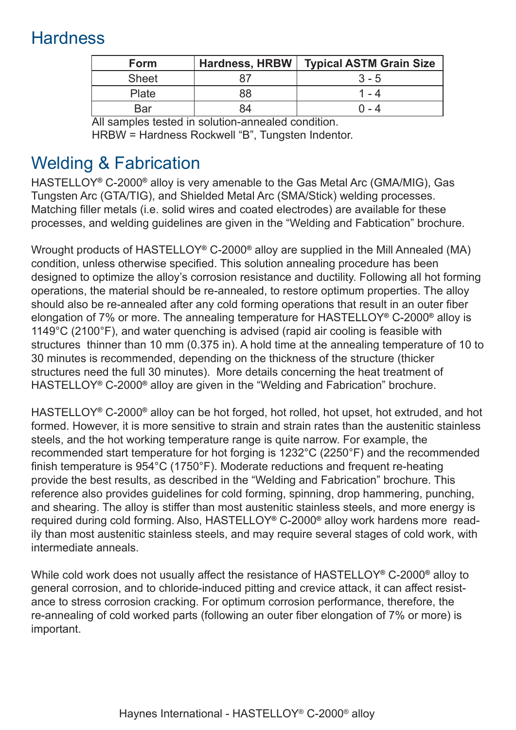## Hardness

| Form | Hardness, HRBW | Typical ASTM Grain Size |
|---|---|---|
| Sheet | 87 | 3 - 5 |
| Plate | 88 | 1 - 4 |
| Bar | 84 | 0 - 4 |

All samples tested in solution-annealed condition.
HRBW = Hardness Rockwell "B", Tungsten Indentor.

## Welding & Fabrication

HASTELLOY® C-2000® alloy is very amenable to the Gas Metal Arc (GMA/MIG), Gas Tungsten Arc (GTA/TIG), and Shielded Metal Arc (SMA/Stick) welding processes. Matching filler metals (i.e. solid wires and coated electrodes) are available for these processes, and welding guidelines are given in the "Welding and Fabtication" brochure.

Wrought products of HASTELLOY® C-2000® alloy are supplied in the Mill Annealed (MA) condition, unless otherwise specified. This solution annealing procedure has been designed to optimize the alloy's corrosion resistance and ductility. Following all hot forming operations, the material should be re-annealed, to restore optimum properties. The alloy should also be re-annealed after any cold forming operations that result in an outer fiber elongation of 7% or more. The annealing temperature for HASTELLOY® C-2000® alloy is 1149°C (2100°F), and water quenching is advised (rapid air cooling is feasible with structures thinner than 10 mm (0.375 in). A hold time at the annealing temperature of 10 to 30 minutes is recommended, depending on the thickness of the structure (thicker structures need the full 30 minutes). More details concerning the heat treatment of HASTELLOY® C-2000® alloy are given in the "Welding and Fabrication" brochure.

HASTELLOY® C-2000® alloy can be hot forged, hot rolled, hot upset, hot extruded, and hot formed. However, it is more sensitive to strain and strain rates than the austenitic stainless steels, and the hot working temperature range is quite narrow. For example, the recommended start temperature for hot forging is 1232°C (2250°F) and the recommended finish temperature is 954°C (1750°F). Moderate reductions and frequent re-heating provide the best results, as described in the "Welding and Fabrication" brochure. This reference also provides guidelines for cold forming, spinning, drop hammering, punching, and shearing. The alloy is stiffer than most austenitic stainless steels, and more energy is required during cold forming. Also, HASTELLOY® C-2000® alloy work hardens more readily than most austenitic stainless steels, and may require several stages of cold work, with intermediate anneals.

While cold work does not usually affect the resistance of HASTELLOY® C-2000® alloy to general corrosion, and to chloride-induced pitting and crevice attack, it can affect resistance to stress corrosion cracking. For optimum corrosion performance, therefore, the re-annealing of cold worked parts (following an outer fiber elongation of 7% or more) is important.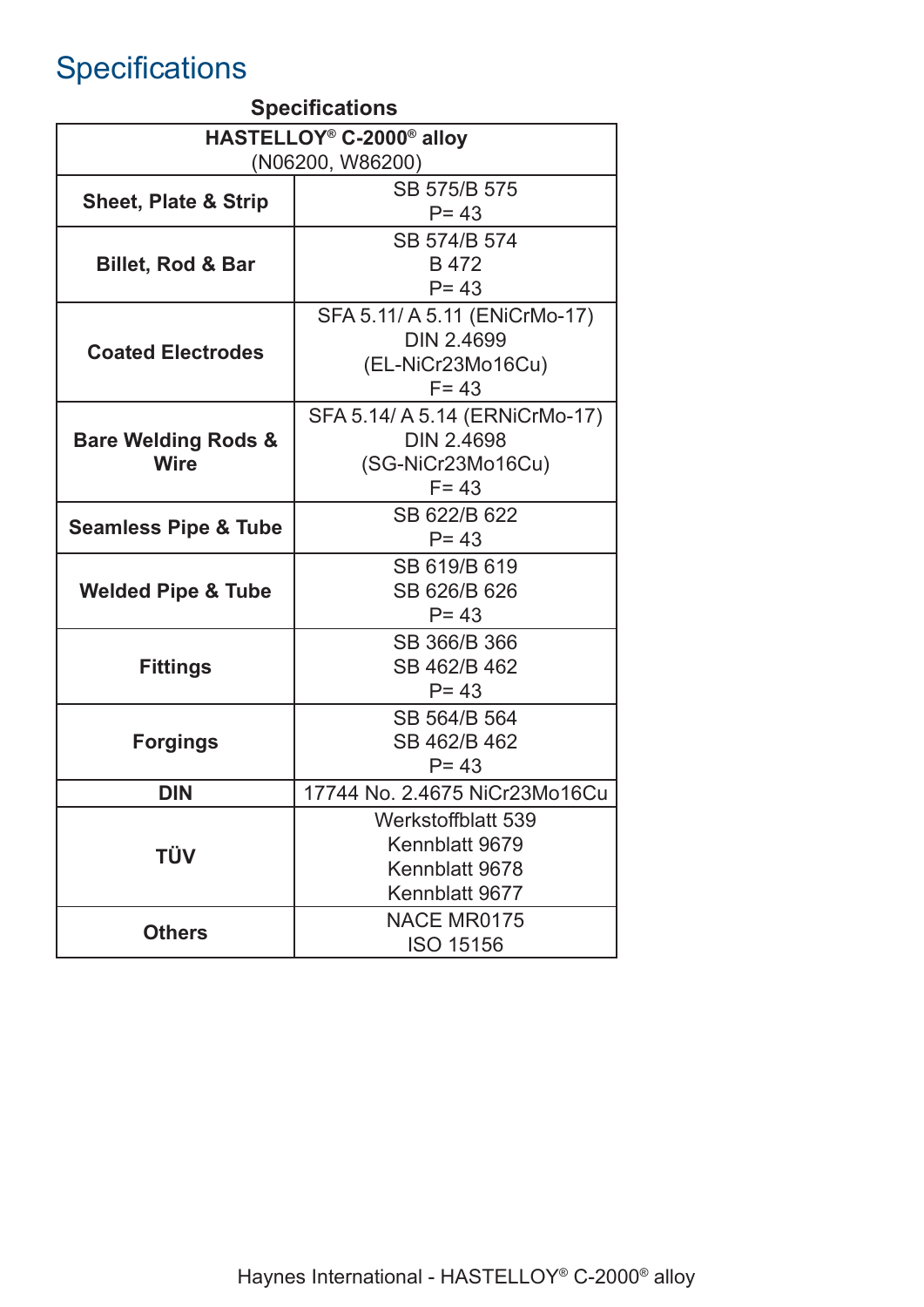# Specifications

| Specifications | |
|---|---|
| **HASTELLOY® C-2000® alloy** (N06200, W86200) | |
| **Sheet, Plate & Strip** | SB 575/B 575<br>P= 43 |
| **Billet, Rod & Bar** | SB 574/B 574<br>B 472<br>P= 43 |
| **Coated Electrodes** | SFA 5.11/ A 5.11 (ENiCrMo-17)<br>DIN 2.4699<br>(EL-NiCr23Mo16Cu)<br>F= 43 |
| **Bare Welding Rods & Wire** | SFA 5.14/ A 5.14 (ERNiCrMo-17)<br>DIN 2.4698<br>(SG-NiCr23Mo16Cu)<br>F= 43 |
| **Seamless Pipe & Tube** | SB 622/B 622<br>P= 43 |
| **Welded Pipe & Tube** | SB 619/B 619<br>SB 626/B 626<br>P= 43 |
| **Fittings** | SB 366/B 366<br>SB 462/B 462<br>P= 43 |
| **Forgings** | SB 564/B 564<br>SB 462/B 462<br>P= 43 |
| **DIN** | 17744 No. 2.4675 NiCr23Mo16Cu |
| **TÜV** | Werkstoffblatt 539<br>Kennblatt 9679<br>Kennblatt 9678<br>Kennblatt 9677 |
| **Others** | NACE MR0175<br>ISO 15156 |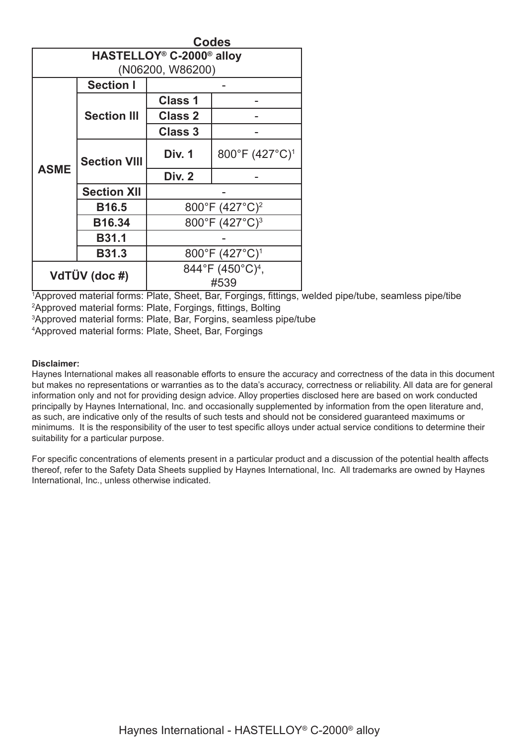## Codes

| HASTELLOY® C-2000® alloy (N06200, W86200) | | | |
|---|---|---|---|
| ASME | Section I | - | |
| | Section III | Class 1 | - |
| | | Class 2 | - |
| | | Class 3 | - |
| | Section VIII | Div. 1 | 800°F (427°C)[1] |
| | | Div. 2 | - |
| | Section XII | - | |
| | B16.5 | 800°F (427°C)[2] | |
| | B16.34 | 800°F (427°C)[3] | |
| | B31.1 | - | |
| | B31.3 | 800°F (427°C)[1] | |
| VdTÜV (doc #) | | 844°F (450°C)[4], #539 | |

[1]Approved material forms: Plate, Sheet, Bar, Forgings, fittings, welded pipe/tube, seamless pipe/tibe
[2]Approved material forms: Plate, Forgings, fittings, Bolting
[3]Approved material forms: Plate, Bar, Forgins, seamless pipe/tube
[4]Approved material forms: Plate, Sheet, Bar, Forgings

**Disclaimer:**
Haynes International makes all reasonable efforts to ensure the accuracy and correctness of the data in this document but makes no representations or warranties as to the data's accuracy, correctness or reliability. All data are for general information only and not for providing design advice. Alloy properties disclosed here are based on work conducted principally by Haynes International, Inc. and occasionally supplemented by information from the open literature and, as such, are indicative only of the results of such tests and should not be considered guaranteed maximums or minimums. It is the responsibility of the user to test specific alloys under actual service conditions to determine their suitability for a particular purpose.

For specific concentrations of elements present in a particular product and a discussion of the potential health affects thereof, refer to the Safety Data Sheets supplied by Haynes International, Inc. All trademarks are owned by Haynes International, Inc., unless otherwise indicated.